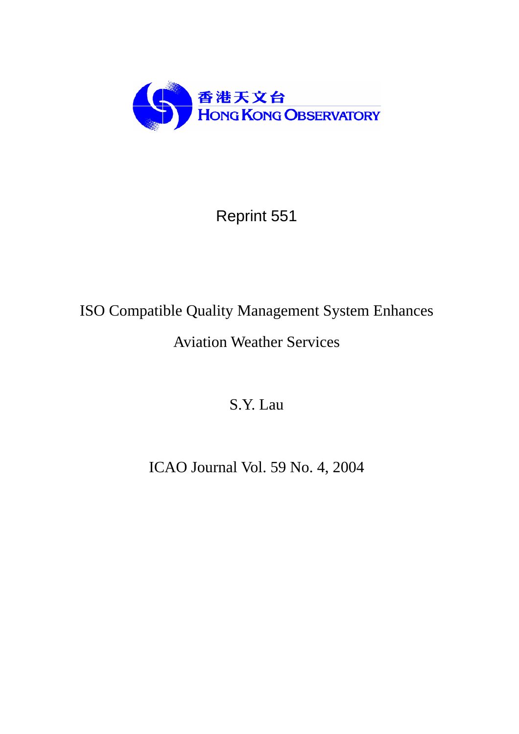香港天文台
HONG KONG OBSERVATORY

Reprint 551

# ISO Compatible Quality Management System Enhances Aviation Weather Services

S.Y. Lau

ICAO Journal Vol. 59 No. 4, 2004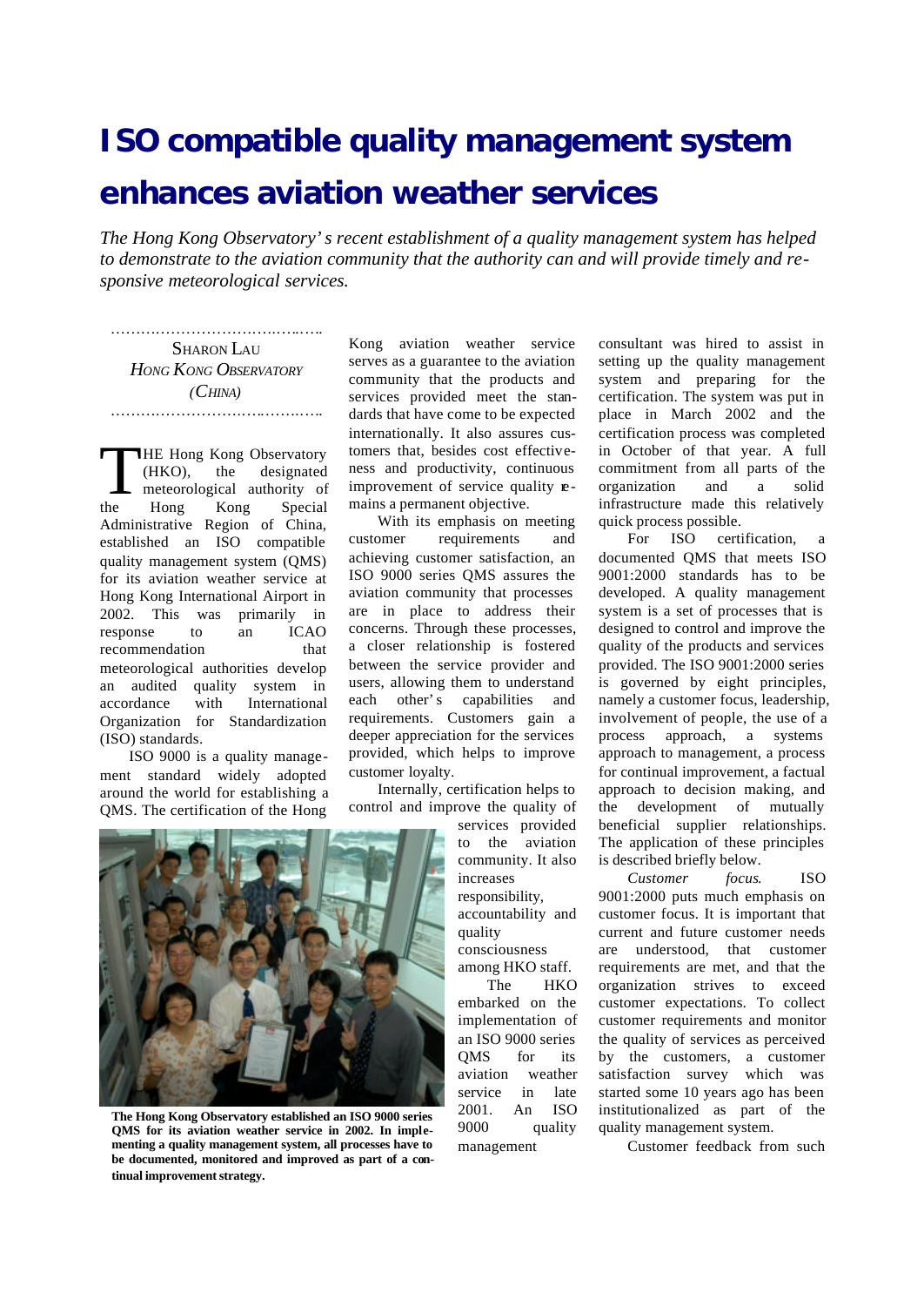# ISO compatible quality management system enhances aviation weather services

*The Hong Kong Observatory's recent establishment of a quality management system has helped to demonstrate to the aviation community that the authority can and will provide timely and responsive meteorological services.*

SHARON LAU
*HONG KONG OBSERVATORY (CHINA)*

THE Hong Kong Observatory (HKO), the designated meteorological authority of the Hong Kong Special Administrative Region of China, established an ISO compatible quality management system (QMS) for its aviation weather service at Hong Kong International Airport in 2002. This was primarily in response to an ICAO recommendation that meteorological authorities develop an audited quality system in accordance with International Organization for Standardization (ISO) standards.

ISO 9000 is a quality management standard widely adopted around the world for establishing a QMS. The certification of the Hong Kong aviation weather service serves as a guarantee to the aviation community that the products and services provided meet the standards that have come to be expected internationally. It also assures customers that, besides cost effectiveness and productivity, continuous improvement of service quality remains a permanent objective.

With its emphasis on meeting customer requirements and achieving customer satisfaction, an ISO 9000 series QMS assures the aviation community that processes are in place to address their concerns. Through these processes, a closer relationship is fostered between the service provider and users, allowing them to understand each other's capabilities and requirements. Customers gain a deeper appreciation for the services provided, which helps to improve customer loyalty.

Internally, certification helps to control and improve the quality of services provided to the aviation community. It also increases responsibility, accountability and quality consciousness among HKO staff.

**The Hong Kong Observatory established an ISO 9000 series QMS for its aviation weather service in 2002. In implementing a quality management system, all processes have to be documented, monitored and improved as part of a continual improvement strategy.**

The HKO embarked on the implementation of an ISO 9000 series QMS for its aviation weather service in late 2001. An ISO 9000 quality management consultant was hired to assist in setting up the quality management system and preparing for the certification. The system was put in place in March 2002 and the certification process was completed in October of that year. A full commitment from all parts of the organization and a solid infrastructure made this relatively quick process possible.

For ISO certification, a documented QMS that meets ISO 9001:2000 standards has to be developed. A quality management system is a set of processes that is designed to control and improve the quality of the products and services provided. The ISO 9001:2000 series is governed by eight principles, namely a customer focus, leadership, involvement of people, the use of a process approach, a systems approach to management, a process for continual improvement, a factual approach to decision making, and the development of mutually beneficial supplier relationships. The application of these principles is described briefly below.

*Customer focus.* ISO 9001:2000 puts much emphasis on customer focus. It is important that current and future customer needs are understood, that customer requirements are met, and that the organization strives to exceed customer expectations. To collect customer requirements and monitor the quality of services as perceived by the customers, a customer satisfaction survey which was started some 10 years ago has been institutionalized as part of the quality management system.

Customer feedback from such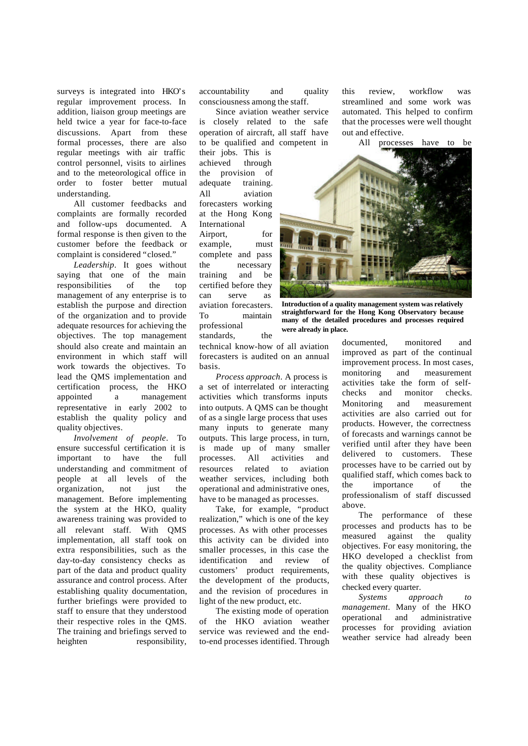surveys is integrated into HKO's regular improvement process. In addition, liaison group meetings are held twice a year for face-to-face discussions. Apart from these formal processes, there are also regular meetings with air traffic control personnel, visits to airlines and to the meteorological office in order to foster better mutual understanding.

All customer feedbacks and complaints are formally recorded and follow-ups documented. A formal response is then given to the customer before the feedback or complaint is considered "closed."

*Leadership*. It goes without saying that one of the main responsibilities of the top management of any enterprise is to establish the purpose and direction of the organization and to provide adequate resources for achieving the objectives. The top management should also create and maintain an environment in which staff will work towards the objectives. To lead the QMS implementation and certification process, the HKO appointed a management representative in early 2002 to establish the quality policy and quality objectives.

*Involvement of people*. To ensure successful certification it is important to have the full understanding and commitment of people at all levels of the organization, not just the management. Before implementing the system at the HKO, quality awareness training was provided to all relevant staff. With QMS implementation, all staff took on extra responsibilities, such as the day-to-day consistency checks as part of the data and product quality assurance and control process. After establishing quality documentation, further briefings were provided to staff to ensure that they understood their respective roles in the QMS. The training and briefings served to heighten responsibility, accountability and quality consciousness among the staff.

Since aviation weather service is closely related to the safe operation of aircraft, all staff have to be qualified and competent in their jobs. This is achieved through the provision of adequate training. All aviation forecasters working at the Hong Kong International Airport, for example, must complete and pass the necessary training and be certified before they can serve as aviation forecasters. To maintain professional standards, the technical know-how of all aviation forecasters is audited on an annual basis.

*Process approach*. A process is a set of interrelated or interacting activities which transforms inputs into outputs. A QMS can be thought of as a single large process that uses many inputs to generate many outputs. This large process, in turn, is made up of many smaller processes. All activities and resources related to aviation weather services, including both operational and administrative ones, have to be managed as processes.

Take, for example, "product realization," which is one of the key processes. As with other processes this activity can be divided into smaller processes, in this case the identification and review of customers' product requirements, the development of the products, and the revision of procedures in light of the new product, etc.

The existing mode of operation of the HKO aviation weather service was reviewed and the end-to-end processes identified. Through this review, workflow was streamlined and some work was automated. This helped to confirm that the processes were well thought out and effective.

**Introduction of a quality management system was relatively straightforward for the Hong Kong Observatory because many of the detailed procedures and processes required were already in place.**

All processes have to be documented, monitored and improved as part of the continual improvement process. In most cases, monitoring and measurement activities take the form of self-checks and monitor checks. Monitoring and measurement activities are also carried out for products. However, the correctness of forecasts and warnings cannot be verified until after they have been delivered to customers. These processes have to be carried out by qualified staff, which comes back to the importance of the professionalism of staff discussed above.

The performance of these processes and products has to be measured against the quality objectives. For easy monitoring, the HKO developed a checklist from the quality objectives. Compliance with these quality objectives is checked every quarter.

*Systems approach to management*. Many of the HKO operational and administrative processes for providing aviation weather service had already been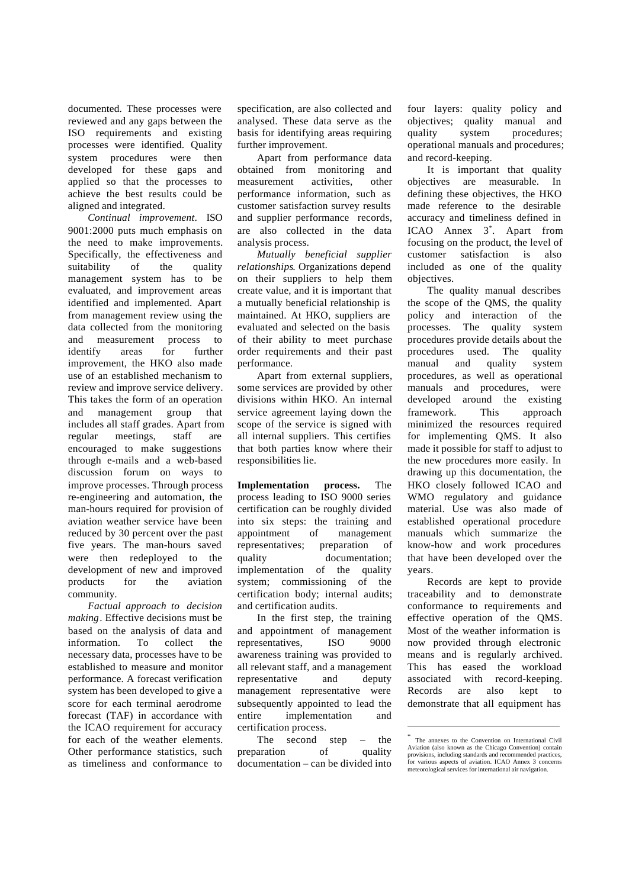documented. These processes were reviewed and any gaps between the ISO requirements and existing processes were identified. Quality system procedures were then developed for these gaps and applied so that the processes to achieve the best results could be aligned and integrated.

*Continual improvement*. ISO 9001:2000 puts much emphasis on the need to make improvements. Specifically, the effectiveness and suitability of the quality management system has to be evaluated, and improvement areas identified and implemented. Apart from management review using the data collected from the monitoring and measurement process to identify areas for further improvement, the HKO also made use of an established mechanism to review and improve service delivery. This takes the form of an operation and management group that includes all staff grades. Apart from regular meetings, staff are encouraged to make suggestions through e-mails and a web-based discussion forum on ways to improve processes. Through process re-engineering and automation, the man-hours required for provision of aviation weather service have been reduced by 30 percent over the past five years. The man-hours saved were then redeployed to the development of new and improved products for the aviation community.

*Factual approach to decision making*. Effective decisions must be based on the analysis of data and information. To collect the necessary data, processes have to be established to measure and monitor performance. A forecast verification system has been developed to give a score for each terminal aerodrome forecast (TAF) in accordance with the ICAO requirement for accuracy for each of the weather elements. Other performance statistics, such as timeliness and conformance to specification, are also collected and analysed. These data serve as the basis for identifying areas requiring further improvement.

Apart from performance data obtained from monitoring and measurement activities, other performance information, such as customer satisfaction survey results and supplier performance records, are also collected in the data analysis process.

*Mutually beneficial supplier relationships*. Organizations depend on their suppliers to help them create value, and it is important that a mutually beneficial relationship is maintained. At HKO, suppliers are evaluated and selected on the basis of their ability to meet purchase order requirements and their past performance.

Apart from external suppliers, some services are provided by other divisions within HKO. An internal service agreement laying down the scope of the service is signed with all internal suppliers. This certifies that both parties know where their responsibilities lie.

**Implementation process.** The process leading to ISO 9000 series certification can be roughly divided into six steps: the training and appointment of management representatives; preparation of quality documentation; implementation of the quality system; commissioning of the certification body; internal audits; and certification audits.

In the first step, the training and appointment of management representatives, ISO 9000 awareness training was provided to all relevant staff, and a management representative and deputy management representative were subsequently appointed to lead the entire implementation and certification process.

The second step – the preparation of quality documentation – can be divided into four layers: quality policy and objectives; quality manual and quality system procedures; operational manuals and procedures; and record-keeping.

It is important that quality objectives are measurable. In defining these objectives, the HKO made reference to the desirable accuracy and timeliness defined in ICAO Annex 3*. Apart from focusing on the product, the level of customer satisfaction is also included as one of the quality objectives.

The quality manual describes the scope of the QMS, the quality policy and interaction of the processes. The quality system procedures provide details about the procedures used. The quality manual and quality system procedures, as well as operational manuals and procedures, were developed around the existing framework. This approach minimized the resources required for implementing QMS. It also made it possible for staff to adjust to the new procedures more easily. In drawing up this documentation, the HKO closely followed ICAO and WMO regulatory and guidance material. Use was also made of established operational procedure manuals which summarize the know-how and work procedures that have been developed over the years.

Records are kept to provide traceability and to demonstrate conformance to requirements and effective operation of the QMS. Most of the weather information is now provided through electronic means and is regularly archived. This has eased the workload associated with record-keeping. Records are also kept to demonstrate that all equipment has

---

* The annexes to the Convention on International Civil Aviation (also known as the Chicago Convention) contain provisions, including standards and recommended practices, for various aspects of aviation. ICAO Annex 3 concerns meteorological services for international air navigation.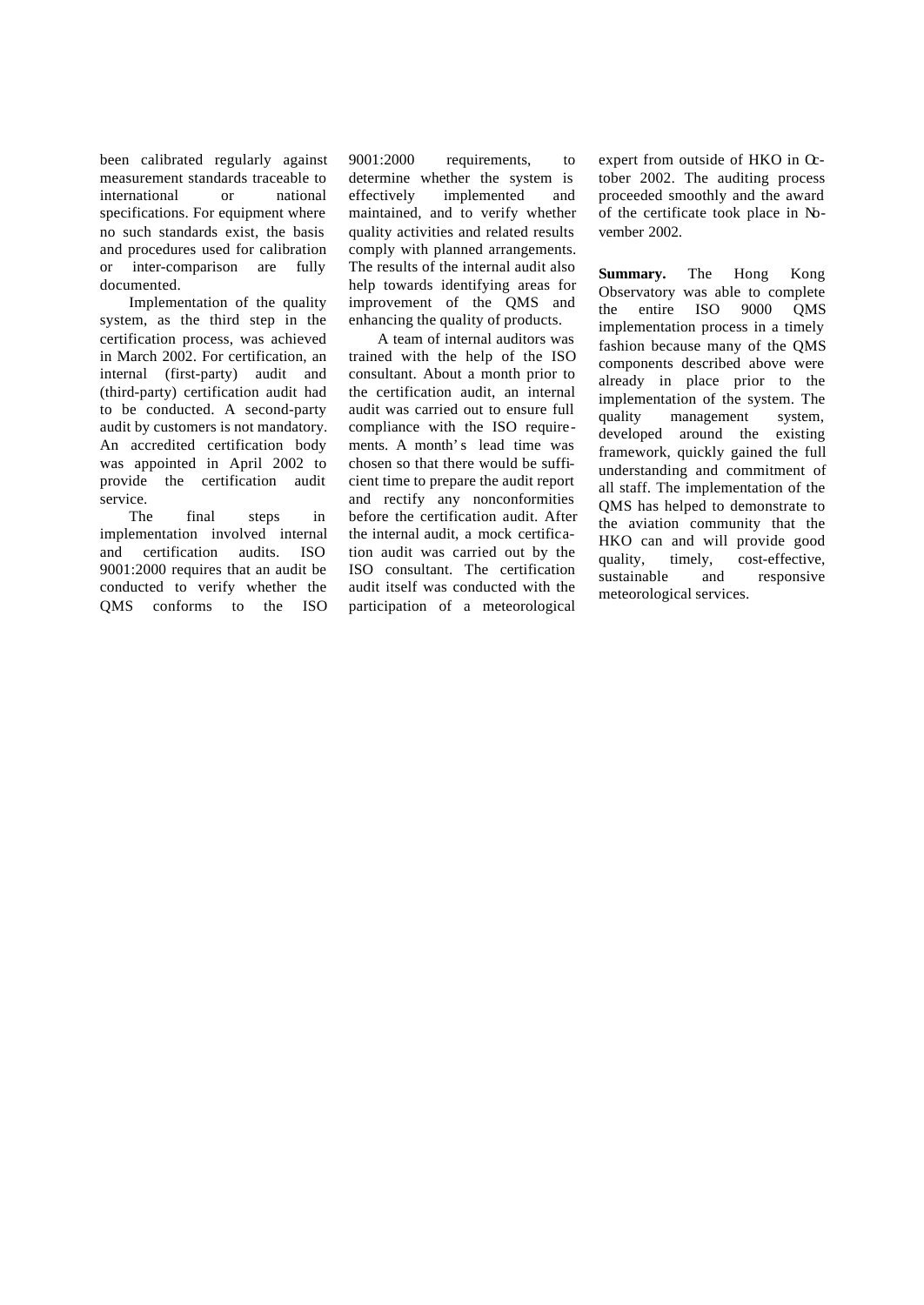been calibrated regularly against measurement standards traceable to international or national specifications. For equipment where no such standards exist, the basis and procedures used for calibration or inter-comparison are fully documented.

Implementation of the quality system, as the third step in the certification process, was achieved in March 2002. For certification, an internal (first-party) audit and (third-party) certification audit had to be conducted. A second-party audit by customers is not mandatory. An accredited certification body was appointed in April 2002 to provide the certification audit service.

The final steps in implementation involved internal and certification audits. ISO 9001:2000 requires that an audit be conducted to verify whether the QMS conforms to the ISO 9001:2000 requirements, to determine whether the system is effectively implemented and maintained, and to verify whether quality activities and related results comply with planned arrangements. The results of the internal audit also help towards identifying areas for improvement of the QMS and enhancing the quality of products.

A team of internal auditors was trained with the help of the ISO consultant. About a month prior to the certification audit, an internal audit was carried out to ensure full compliance with the ISO requirements. A month's lead time was chosen so that there would be sufficient time to prepare the audit report and rectify any nonconformities before the certification audit. After the internal audit, a mock certification audit was carried out by the ISO consultant. The certification audit itself was conducted with the participation of a meteorological expert from outside of HKO in October 2002. The auditing process proceeded smoothly and the award of the certificate took place in November 2002.

**Summary.** The Hong Kong Observatory was able to complete the entire ISO 9000 QMS implementation process in a timely fashion because many of the QMS components described above were already in place prior to the implementation of the system. The quality management system, developed around the existing framework, quickly gained the full understanding and commitment of all staff. The implementation of the QMS has helped to demonstrate to the aviation community that the HKO can and will provide good quality, timely, cost-effective, sustainable and responsive meteorological services.